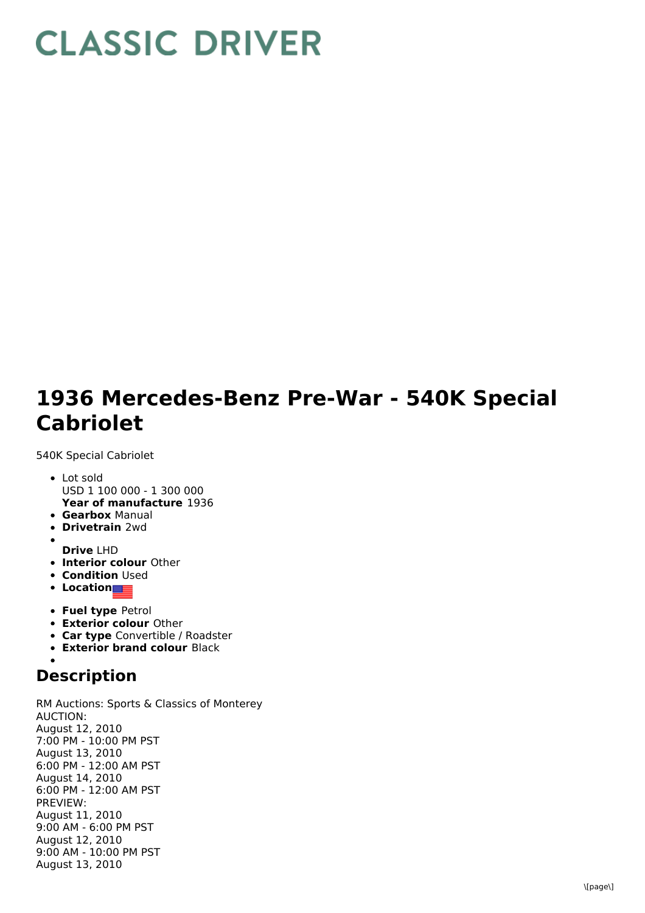# CLASSIC DRIVER

# 1936 Mercedes-Benz Pre-War - 540K Special Cabriolet

540K Special Cabriolet

- Lot sold
  USD 1 100 000 - 1 300 000
  **Year of manufacture** 1936
- **Gearbox** Manual
- **Drivetrain** 2wd
- 
  **Drive** LHD
- **Interior colour** Other
- **Condition** Used
- **Location**
- **Fuel type** Petrol
- **Exterior colour** Other
- **Car type** Convertible / Roadster
- **Exterior brand colour** Black
- 

## Description

RM Auctions: Sports & Classics of Monterey
AUCTION:
August 12, 2010
7:00 PM - 10:00 PM PST
August 13, 2010
6:00 PM - 12:00 AM PST
August 14, 2010
6:00 PM - 12:00 AM PST
PREVIEW:
August 11, 2010
9:00 AM - 6:00 PM PST
August 12, 2010
9:00 AM - 10:00 PM PST
August 13, 2010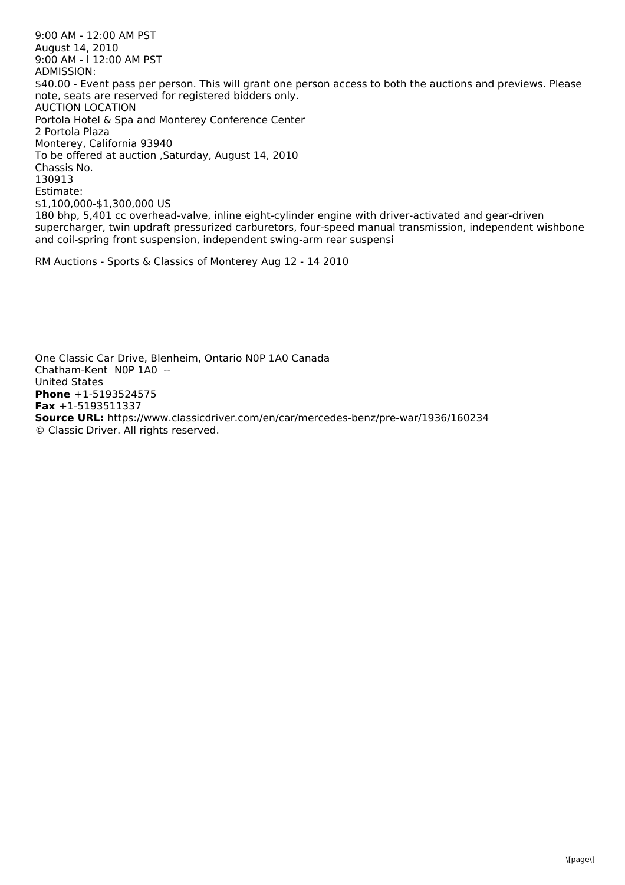9:00 AM - 12:00 AM PST
August 14, 2010
9:00 AM - l 12:00 AM PST
ADMISSION:
$40.00 - Event pass per person. This will grant one person access to both the auctions and previews. Please note, seats are reserved for registered bidders only.
AUCTION LOCATION
Portola Hotel & Spa and Monterey Conference Center
2 Portola Plaza
Monterey, California 93940
To be offered at auction ,Saturday, August 14, 2010
Chassis No.
130913
Estimate:
$1,100,000-$1,300,000 US
180 bhp, 5,401 cc overhead-valve, inline eight-cylinder engine with driver-activated and gear-driven supercharger, twin updraft pressurized carburetors, four-speed manual transmission, independent wishbone and coil-spring front suspension, independent swing-arm rear suspensi

RM Auctions - Sports & Classics of Monterey Aug 12 - 14 2010

One Classic Car Drive, Blenheim, Ontario N0P 1A0 Canada
Chatham-Kent N0P 1A0 --
United States
**Phone** +1-5193524575
**Fax** +1-5193511337
**Source URL:** https://www.classicdriver.com/en/car/mercedes-benz/pre-war/1936/160234
© Classic Driver. All rights reserved.